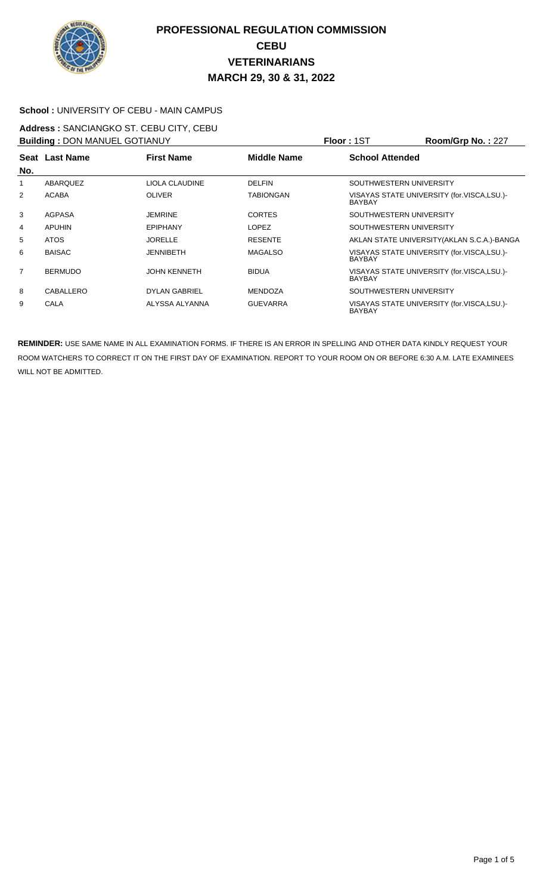# PROFESSIONAL REGULATION COMMISSION
# CEBU
# VETERINARIANS
# MARCH 29, 30 & 31, 2022

**School :** UNIVERSITY OF CEBU - MAIN CAMPUS

**Address :** SANCIANGKO ST. CEBU CITY, CEBU

**Building :** DON MANUEL GOTIANUY **Floor :** 1ST **Room/Grp No. :** 227

| Seat No. | Last Name | First Name | Middle Name | School Attended |
|---|---|---|---|---|
| 1 | ABARQUEZ | LIOLA CLAUDINE | DELFIN | SOUTHWESTERN UNIVERSITY |
| 2 | ACABA | OLIVER | TABIONGAN | VISAYAS STATE UNIVERSITY (for.VISCA,LSU.)-BAYBAY |
| 3 | AGPASA | JEMRINE | CORTES | SOUTHWESTERN UNIVERSITY |
| 4 | APUHIN | EPIPHANY | LOPEZ | SOUTHWESTERN UNIVERSITY |
| 5 | ATOS | JORELLE | RESENTE | AKLAN STATE UNIVERSITY(AKLAN S.C.A.)-BANGA |
| 6 | BAISAC | JENNIBETH | MAGALSO | VISAYAS STATE UNIVERSITY (for.VISCA,LSU.)-BAYBAY |
| 7 | BERMUDO | JOHN KENNETH | BIDUA | VISAYAS STATE UNIVERSITY (for.VISCA,LSU.)-BAYBAY |
| 8 | CABALLERO | DYLAN GABRIEL | MENDOZA | SOUTHWESTERN UNIVERSITY |
| 9 | CALA | ALYSSA ALYANNA | GUEVARRA | VISAYAS STATE UNIVERSITY (for.VISCA,LSU.)-BAYBAY |

**REMINDER:** USE SAME NAME IN ALL EXAMINATION FORMS. IF THERE IS AN ERROR IN SPELLING AND OTHER DATA KINDLY REQUEST YOUR ROOM WATCHERS TO CORRECT IT ON THE FIRST DAY OF EXAMINATION. REPORT TO YOUR ROOM ON OR BEFORE 6:30 A.M. LATE EXAMINEES WILL NOT BE ADMITTED.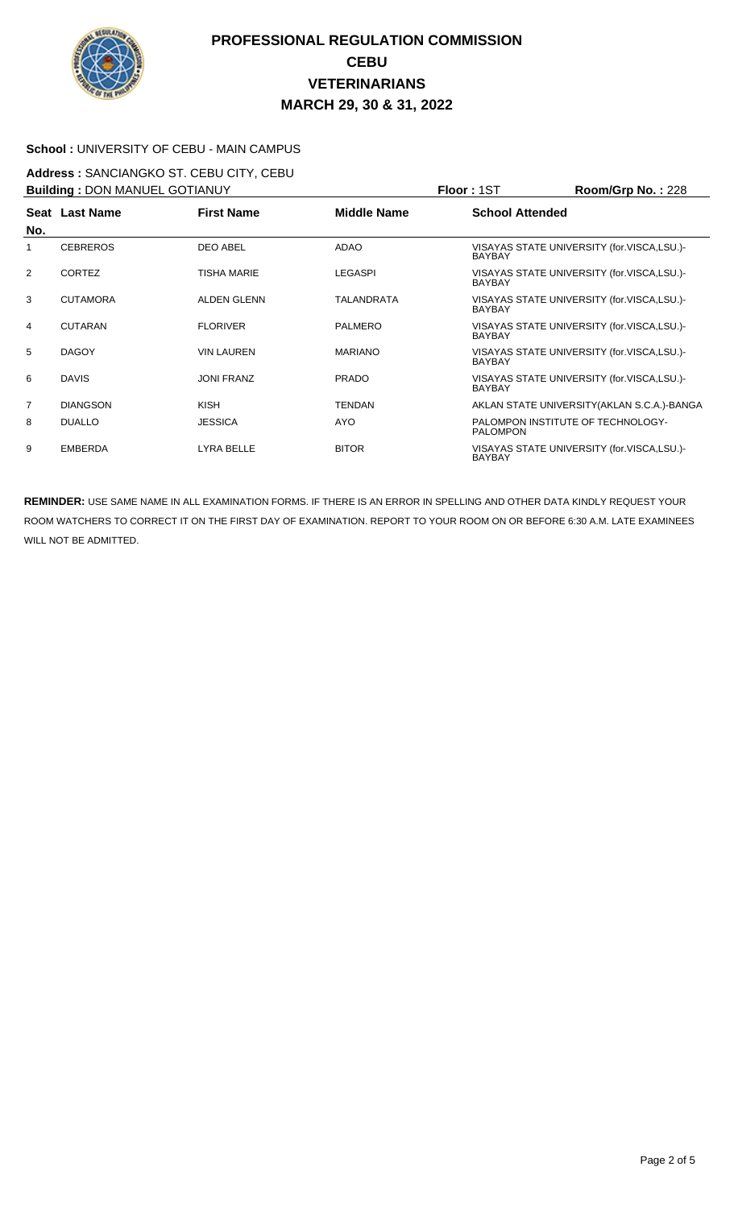# PROFESSIONAL REGULATION COMMISSION
## CEBU
## VETERINARIANS
## MARCH 29, 30 & 31, 2022

**School :** UNIVERSITY OF CEBU - MAIN CAMPUS

**Address :** SANCIANGKO ST. CEBU CITY, CEBU

**Building :** DON MANUEL GOTIANUY **Floor :** 1ST **Room/Grp No. :** 228

| Seat No. | Last Name | First Name | Middle Name | School Attended |
|---|---|---|---|---|
| 1 | CEBREROS | DEO ABEL | ADAO | VISAYAS STATE UNIVERSITY (for.VISCA,LSU.)-BAYBAY |
| 2 | CORTEZ | TISHA MARIE | LEGASPI | VISAYAS STATE UNIVERSITY (for.VISCA,LSU.)-BAYBAY |
| 3 | CUTAMORA | ALDEN GLENN | TALANDRATA | VISAYAS STATE UNIVERSITY (for.VISCA,LSU.)-BAYBAY |
| 4 | CUTARAN | FLORIVER | PALMERO | VISAYAS STATE UNIVERSITY (for.VISCA,LSU.)-BAYBAY |
| 5 | DAGOY | VIN LAUREN | MARIANO | VISAYAS STATE UNIVERSITY (for.VISCA,LSU.)-BAYBAY |
| 6 | DAVIS | JONI FRANZ | PRADO | VISAYAS STATE UNIVERSITY (for.VISCA,LSU.)-BAYBAY |
| 7 | DIANGSON | KISH | TENDAN | AKLAN STATE UNIVERSITY(AKLAN S.C.A.)-BANGA |
| 8 | DUALLO | JESSICA | AYO | PALOMPON INSTITUTE OF TECHNOLOGY-PALOMPON |
| 9 | EMBERDA | LYRA BELLE | BITOR | VISAYAS STATE UNIVERSITY (for.VISCA,LSU.)-BAYBAY |

**REMINDER:** USE SAME NAME IN ALL EXAMINATION FORMS. IF THERE IS AN ERROR IN SPELLING AND OTHER DATA KINDLY REQUEST YOUR ROOM WATCHERS TO CORRECT IT ON THE FIRST DAY OF EXAMINATION. REPORT TO YOUR ROOM ON OR BEFORE 6:30 A.M. LATE EXAMINEES WILL NOT BE ADMITTED.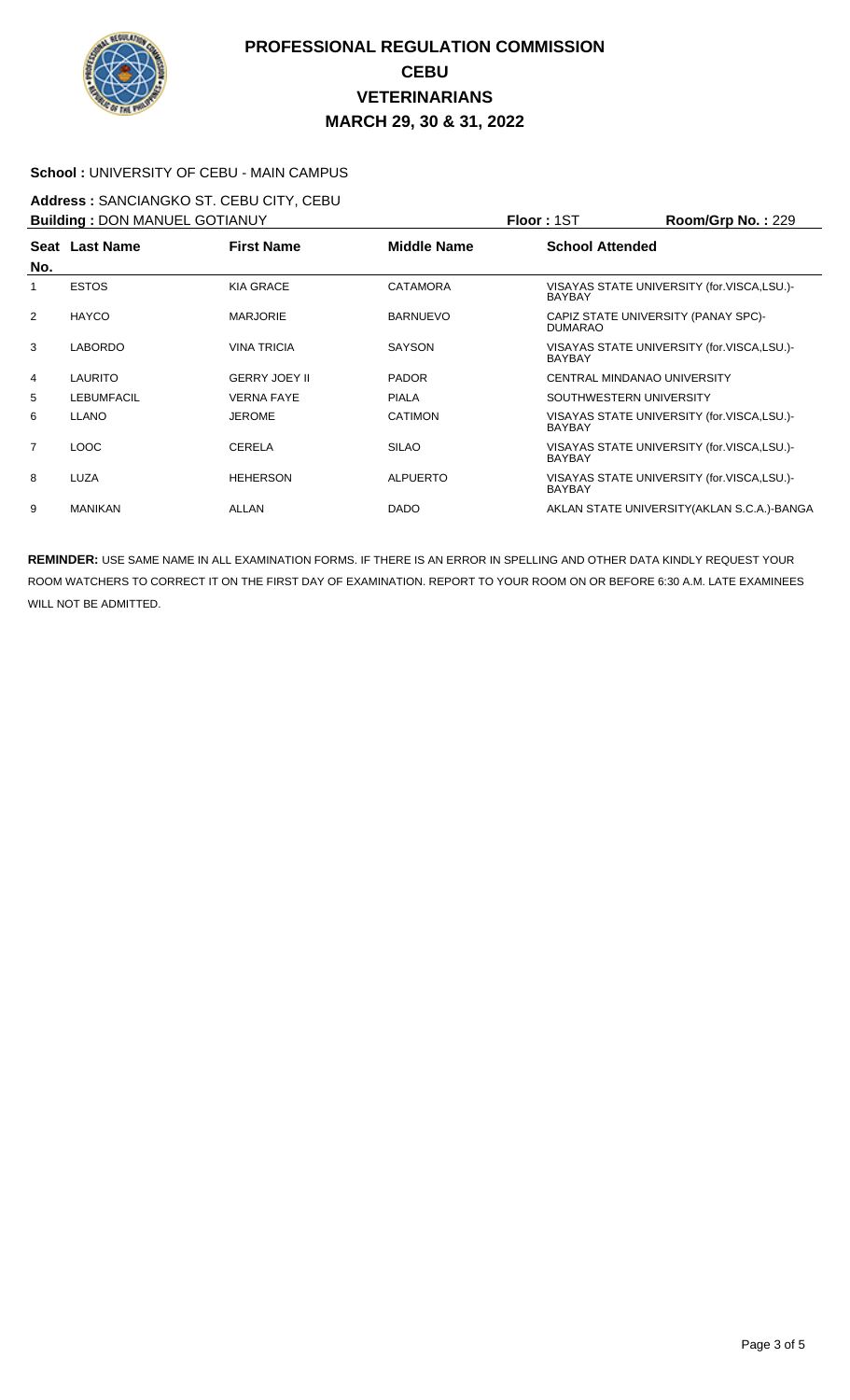# PROFESSIONAL REGULATION COMMISSION
## CEBU
## VETERINARIANS
## MARCH 29, 30 & 31, 2022

**School :** UNIVERSITY OF CEBU - MAIN CAMPUS

**Address :** SANCIANGKO ST. CEBU CITY, CEBU

**Building :** DON MANUEL GOTIANUY **Floor :** 1ST **Room/Grp No. :** 229

| Seat No. | Last Name | First Name | Middle Name | School Attended |
|---|---|---|---|---|
| 1 | ESTOS | KIA GRACE | CATAMORA | VISAYAS STATE UNIVERSITY (for.VISCA,LSU.)-BAYBAY |
| 2 | HAYCO | MARJORIE | BARNUEVO | CAPIZ STATE UNIVERSITY (PANAY SPC)-DUMARAO |
| 3 | LABORDO | VINA TRICIA | SAYSON | VISAYAS STATE UNIVERSITY (for.VISCA,LSU.)-BAYBAY |
| 4 | LAURITO | GERRY JOEY II | PADOR | CENTRAL MINDANAO UNIVERSITY |
| 5 | LEBUMFACIL | VERNA FAYE | PIALA | SOUTHWESTERN UNIVERSITY |
| 6 | LLANO | JEROME | CATIMON | VISAYAS STATE UNIVERSITY (for.VISCA,LSU.)-BAYBAY |
| 7 | LOOC | CERELA | SILAO | VISAYAS STATE UNIVERSITY (for.VISCA,LSU.)-BAYBAY |
| 8 | LUZA | HEHERSON | ALPUERTO | VISAYAS STATE UNIVERSITY (for.VISCA,LSU.)-BAYBAY |
| 9 | MANIKAN | ALLAN | DADO | AKLAN STATE UNIVERSITY(AKLAN S.C.A.)-BANGA |

**REMINDER:** USE SAME NAME IN ALL EXAMINATION FORMS. IF THERE IS AN ERROR IN SPELLING AND OTHER DATA KINDLY REQUEST YOUR ROOM WATCHERS TO CORRECT IT ON THE FIRST DAY OF EXAMINATION. REPORT TO YOUR ROOM ON OR BEFORE 6:30 A.M. LATE EXAMINEES WILL NOT BE ADMITTED.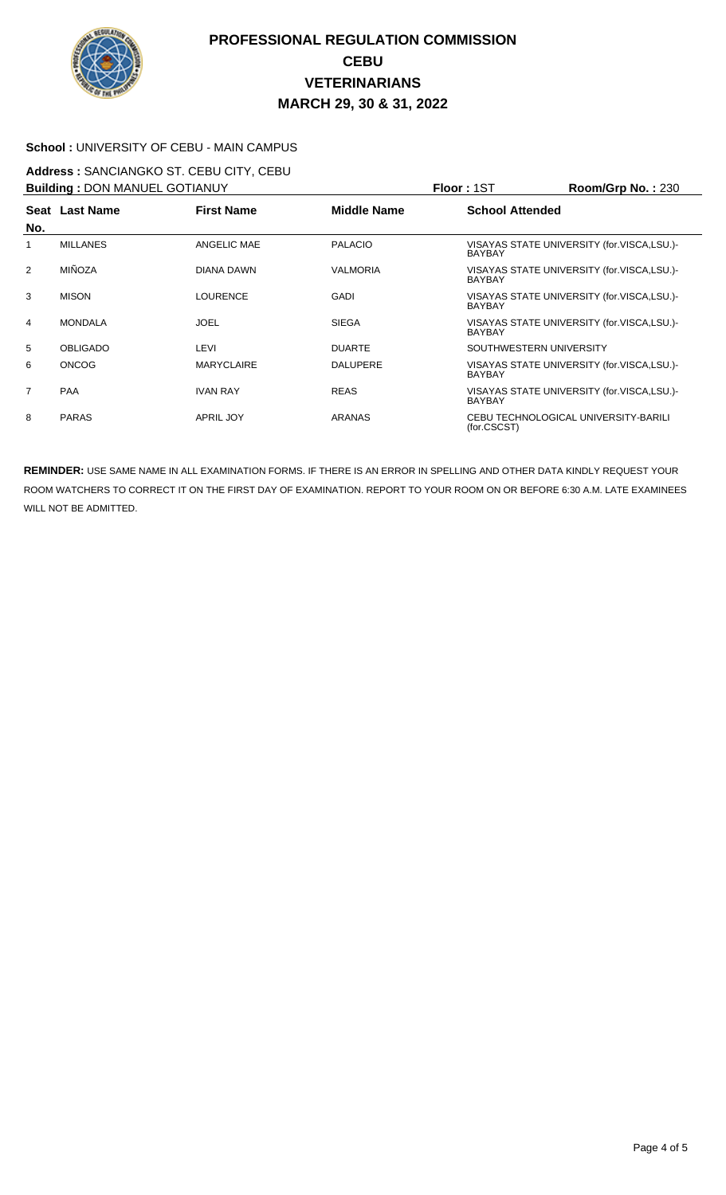# PROFESSIONAL REGULATION COMMISSION
## CEBU
## VETERINARIANS
## MARCH 29, 30 & 31, 2022

**School :** UNIVERSITY OF CEBU - MAIN CAMPUS

**Address :** SANCIANGKO ST. CEBU CITY, CEBU

**Building :** DON MANUEL GOTIANUY **Floor :** 1ST **Room/Grp No. :** 230

| Seat No. | Last Name | First Name | Middle Name | School Attended |
|---|---|---|---|---|
| 1 | MILLANES | ANGELIC MAE | PALACIO | VISAYAS STATE UNIVERSITY (for.VISCA,LSU.)-BAYBAY |
| 2 | MIÑOZA | DIANA DAWN | VALMORIA | VISAYAS STATE UNIVERSITY (for.VISCA,LSU.)-BAYBAY |
| 3 | MISON | LOURENCE | GADI | VISAYAS STATE UNIVERSITY (for.VISCA,LSU.)-BAYBAY |
| 4 | MONDALA | JOEL | SIEGA | VISAYAS STATE UNIVERSITY (for.VISCA,LSU.)-BAYBAY |
| 5 | OBLIGADO | LEVI | DUARTE | SOUTHWESTERN UNIVERSITY |
| 6 | ONCOG | MARYCLAIRE | DALUPERE | VISAYAS STATE UNIVERSITY (for.VISCA,LSU.)-BAYBAY |
| 7 | PAA | IVAN RAY | REAS | VISAYAS STATE UNIVERSITY (for.VISCA,LSU.)-BAYBAY |
| 8 | PARAS | APRIL JOY | ARANAS | CEBU TECHNOLOGICAL UNIVERSITY-BARILI (for.CSCST) |

**REMINDER:** USE SAME NAME IN ALL EXAMINATION FORMS. IF THERE IS AN ERROR IN SPELLING AND OTHER DATA KINDLY REQUEST YOUR ROOM WATCHERS TO CORRECT IT ON THE FIRST DAY OF EXAMINATION. REPORT TO YOUR ROOM ON OR BEFORE 6:30 A.M. LATE EXAMINEES WILL NOT BE ADMITTED.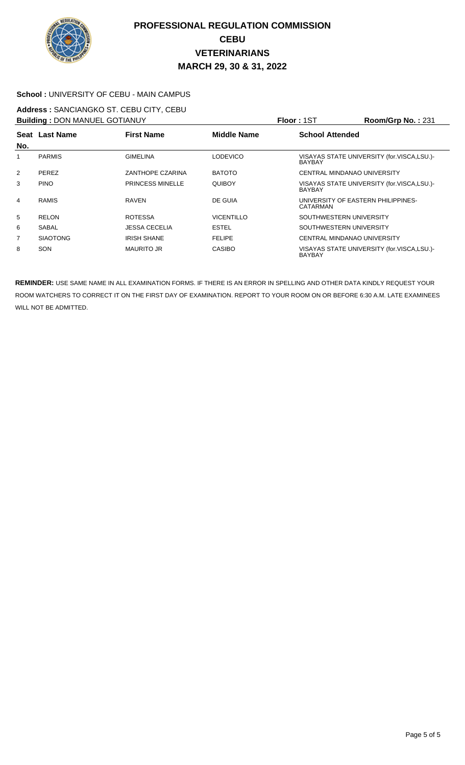# PROFESSIONAL REGULATION COMMISSION
## CEBU
## VETERINARIANS
## MARCH 29, 30 & 31, 2022

**School :** UNIVERSITY OF CEBU - MAIN CAMPUS

**Address :** SANCIANGKO ST. CEBU CITY, CEBU

**Building :** DON MANUEL GOTIANUY **Floor :** 1ST **Room/Grp No. :** 231

| Seat No. | Last Name | First Name | Middle Name | School Attended |
|---|---|---|---|---|
| 1 | PARMIS | GIMELINA | LODEVICO | VISAYAS STATE UNIVERSITY (for.VISCA,LSU.)-BAYBAY |
| 2 | PEREZ | ZANTHOPE CZARINA | BATOTO | CENTRAL MINDANAO UNIVERSITY |
| 3 | PINO | PRINCESS MINELLE | QUIBOY | VISAYAS STATE UNIVERSITY (for.VISCA,LSU.)-BAYBAY |
| 4 | RAMIS | RAVEN | DE GUIA | UNIVERSITY OF EASTERN PHILIPPINES-CATARMAN |
| 5 | RELON | ROTESSA | VICENTILLO | SOUTHWESTERN UNIVERSITY |
| 6 | SABAL | JESSA CECELIA | ESTEL | SOUTHWESTERN UNIVERSITY |
| 7 | SIAOTONG | IRISH SHANE | FELIPE | CENTRAL MINDANAO UNIVERSITY |
| 8 | SON | MAURITO JR | CASIBO | VISAYAS STATE UNIVERSITY (for.VISCA,LSU.)-BAYBAY |

**REMINDER:** USE SAME NAME IN ALL EXAMINATION FORMS. IF THERE IS AN ERROR IN SPELLING AND OTHER DATA KINDLY REQUEST YOUR ROOM WATCHERS TO CORRECT IT ON THE FIRST DAY OF EXAMINATION. REPORT TO YOUR ROOM ON OR BEFORE 6:30 A.M. LATE EXAMINEES WILL NOT BE ADMITTED.